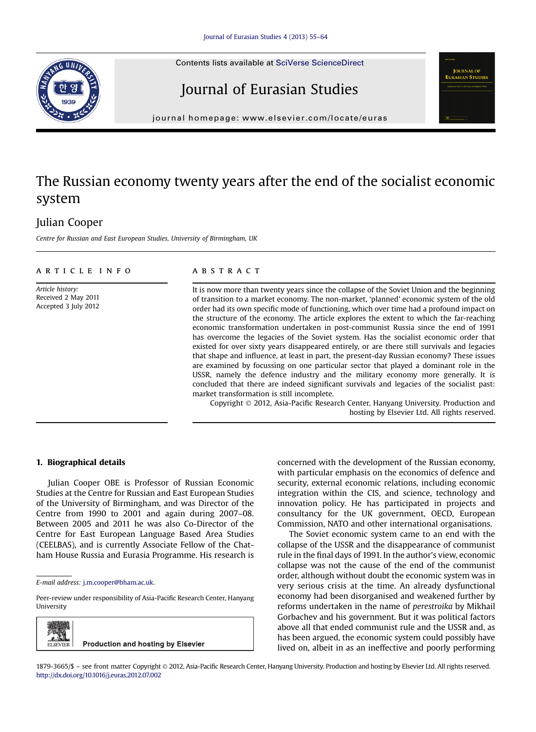# The Russian economy twenty years after the end of the socialist economic system

Julian Cooper

*Centre for Russian and East European Studies, University of Birmingham, UK*

**ARTICLE INFO**

*Article history:*
Received 2 May 2011
Accepted 3 July 2012

**ABSTRACT**

It is now more than twenty years since the collapse of the Soviet Union and the beginning of transition to a market economy. The non-market, 'planned' economic system of the old order had its own specific mode of functioning, which over time had a profound impact on the structure of the economy. The article explores the extent to which the far-reaching economic transformation undertaken in post-communist Russia since the end of 1991 has overcome the legacies of the Soviet system. Has the socialist economic order that existed for over sixty years disappeared entirely, or are there still survivals and legacies that shape and influence, at least in part, the present-day Russian economy? These issues are examined by focussing on one particular sector that played a dominant role in the USSR, namely the defence industry and the military economy more generally. It is concluded that there are indeed significant survivals and legacies of the socialist past: market transformation is still incomplete.

Copyright © 2012, Asia-Pacific Research Center, Hanyang University. Production and hosting by Elsevier Ltd. All rights reserved.

## 1. Biographical details

Julian Cooper OBE is Professor of Russian Economic Studies at the Centre for Russian and East European Studies of the University of Birmingham, and was Director of the Centre from 1990 to 2001 and again during 2007–08. Between 2005 and 2011 he was also Co-Director of the Centre for East European Language Based Area Studies (CEELBAS), and is currently Associate Fellow of the Chatham House Russia and Eurasia Programme. His research is concerned with the development of the Russian economy, with particular emphasis on the economics of defence and security, external economic relations, including economic integration within the CIS, and science, technology and innovation policy. He has participated in projects and consultancy for the UK government, OECD, European Commission, NATO and other international organisations.

The Soviet economic system came to an end with the collapse of the USSR and the disappearance of communist rule in the final days of 1991. In the author's view, economic collapse was not the cause of the end of the communist order, although without doubt the economic system was in very serious crisis at the time. An already dysfunctional economy had been disorganised and weakened further by reforms undertaken in the name of *perestroika* by Mikhail Gorbachev and his government. But it was political factors above all that ended communist rule and the USSR and, as has been argued, the economic system could possibly have lived on, albeit in as an ineffective and poorly performing

E-mail address: j.m.cooper@bham.ac.uk.

Peer-review under responsibility of Asia-Pacific Research Center, Hanyang University

Production and hosting by Elsevier

1879-3665/$ – see front matter Copyright © 2012, Asia-Pacific Research Center, Hanyang University. Production and hosting by Elsevier Ltd. All rights reserved.
http://dx.doi.org/10.1016/j.euras.2012.07.002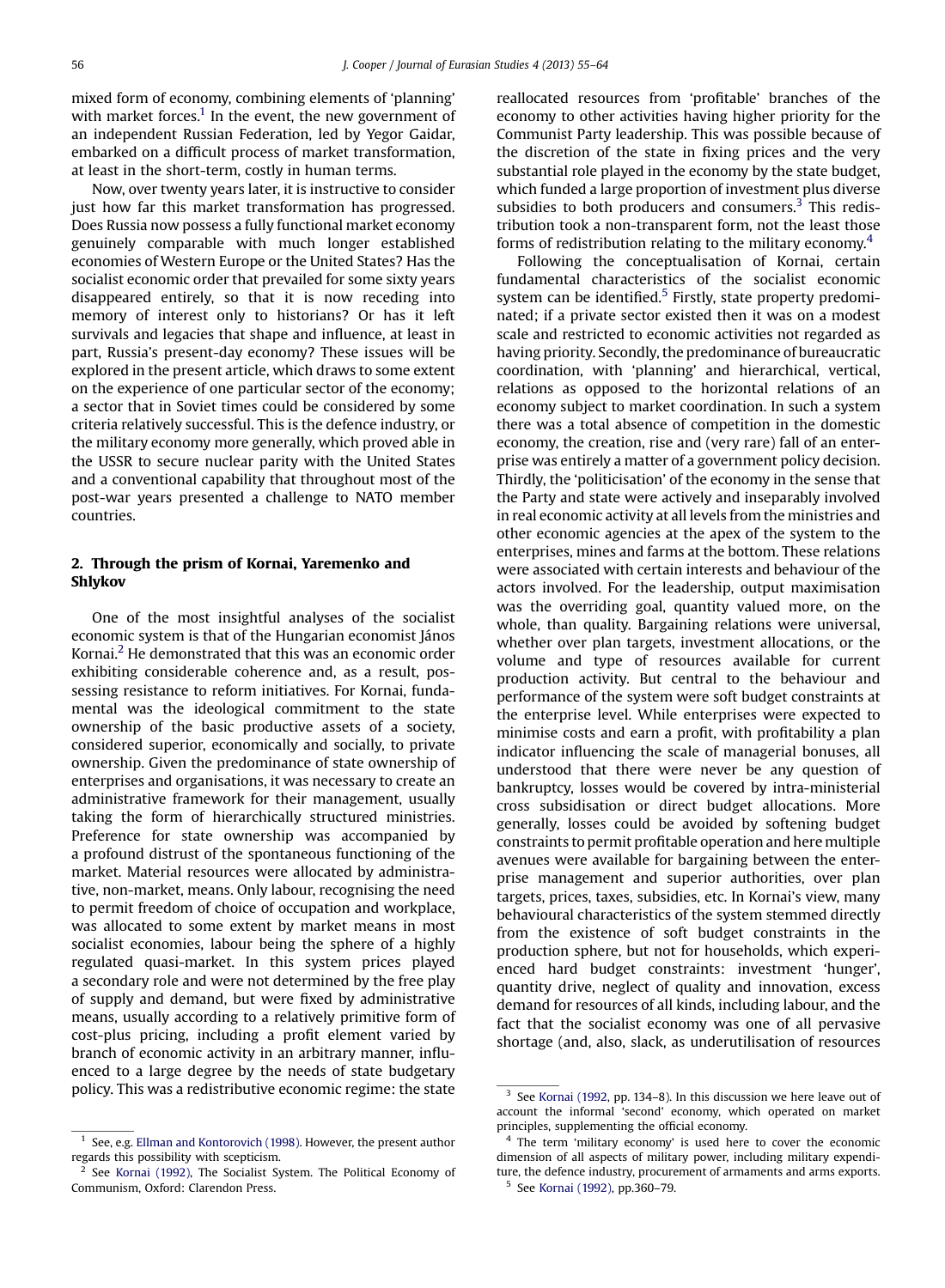mixed form of economy, combining elements of 'planning' with market forces.[1] In the event, the new government of an independent Russian Federation, led by Yegor Gaidar, embarked on a difficult process of market transformation, at least in the short-term, costly in human terms.

Now, over twenty years later, it is instructive to consider just how far this market transformation has progressed. Does Russia now possess a fully functional market economy genuinely comparable with much longer established economies of Western Europe or the United States? Has the socialist economic order that prevailed for some sixty years disappeared entirely, so that it is now receding into memory of interest only to historians? Or has it left survivals and legacies that shape and influence, at least in part, Russia's present-day economy? These issues will be explored in the present article, which draws to some extent on the experience of one particular sector of the economy; a sector that in Soviet times could be considered by some criteria relatively successful. This is the defence industry, or the military economy more generally, which proved able in the USSR to secure nuclear parity with the United States and a conventional capability that throughout most of the post-war years presented a challenge to NATO member countries.

## 2. Through the prism of Kornai, Yaremenko and Shlykov

One of the most insightful analyses of the socialist economic system is that of the Hungarian economist János Kornai.[2] He demonstrated that this was an economic order exhibiting considerable coherence and, as a result, possessing resistance to reform initiatives. For Kornai, fundamental was the ideological commitment to the state ownership of the basic productive assets of a society, considered superior, economically and socially, to private ownership. Given the predominance of state ownership of enterprises and organisations, it was necessary to create an administrative framework for their management, usually taking the form of hierarchically structured ministries. Preference for state ownership was accompanied by a profound distrust of the spontaneous functioning of the market. Material resources were allocated by administrative, non-market, means. Only labour, recognising the need to permit freedom of choice of occupation and workplace, was allocated to some extent by market means in most socialist economies, labour being the sphere of a highly regulated quasi-market. In this system prices played a secondary role and were not determined by the free play of supply and demand, but were fixed by administrative means, usually according to a relatively primitive form of cost-plus pricing, including a profit element varied by branch of economic activity in an arbitrary manner, influenced to a large degree by the needs of state budgetary policy. This was a redistributive economic regime: the state reallocated resources from 'profitable' branches of the economy to other activities having higher priority for the Communist Party leadership. This was possible because of the discretion of the state in fixing prices and the very substantial role played in the economy by the state budget, which funded a large proportion of investment plus diverse subsidies to both producers and consumers.[3] This redistribution took a non-transparent form, not the least those forms of redistribution relating to the military economy.[4]

Following the conceptualisation of Kornai, certain fundamental characteristics of the socialist economic system can be identified.[5] Firstly, state property predominated; if a private sector existed then it was on a modest scale and restricted to economic activities not regarded as having priority. Secondly, the predominance of bureaucratic coordination, with 'planning' and hierarchical, vertical, relations as opposed to the horizontal relations of an economy subject to market coordination. In such a system there was a total absence of competition in the domestic economy, the creation, rise and (very rare) fall of an enterprise was entirely a matter of a government policy decision. Thirdly, the 'politicisation' of the economy in the sense that the Party and state were actively and inseparably involved in real economic activity at all levels from the ministries and other economic agencies at the apex of the system to the enterprises, mines and farms at the bottom. These relations were associated with certain interests and behaviour of the actors involved. For the leadership, output maximisation was the overriding goal, quantity valued more, on the whole, than quality. Bargaining relations were universal, whether over plan targets, investment allocations, or the volume and type of resources available for current production activity. But central to the behaviour and performance of the system were soft budget constraints at the enterprise level. While enterprises were expected to minimise costs and earn a profit, with profitability a plan indicator influencing the scale of managerial bonuses, all understood that there were never be any question of bankruptcy, losses would be covered by intra-ministerial cross subsidisation or direct budget allocations. More generally, losses could be avoided by softening budget constraints to permit profitable operation and here multiple avenues were available for bargaining between the enterprise management and superior authorities, over plan targets, prices, taxes, subsidies, etc. In Kornai's view, many behavioural characteristics of the system stemmed directly from the existence of soft budget constraints in the production sphere, but not for households, which experienced hard budget constraints: investment 'hunger', quantity drive, neglect of quality and innovation, excess demand for resources of all kinds, including labour, and the fact that the socialist economy was one of all pervasive shortage (and, also, slack, as underutilisation of resources

---

[1] See, e.g. Ellman and Kontorovich (1998). However, the present author regards this possibility with scepticism.

[2] See Kornai (1992), The Socialist System. The Political Economy of Communism, Oxford: Clarendon Press.

[3] See Kornai (1992, pp. 134–8). In this discussion we here leave out of account the informal 'second' economy, which operated on market principles, supplementing the official economy.

[4] The term 'military economy' is used here to cover the economic dimension of all aspects of military power, including military expenditure, the defence industry, procurement of armaments and arms exports.

[5] See Kornai (1992), pp.360–79.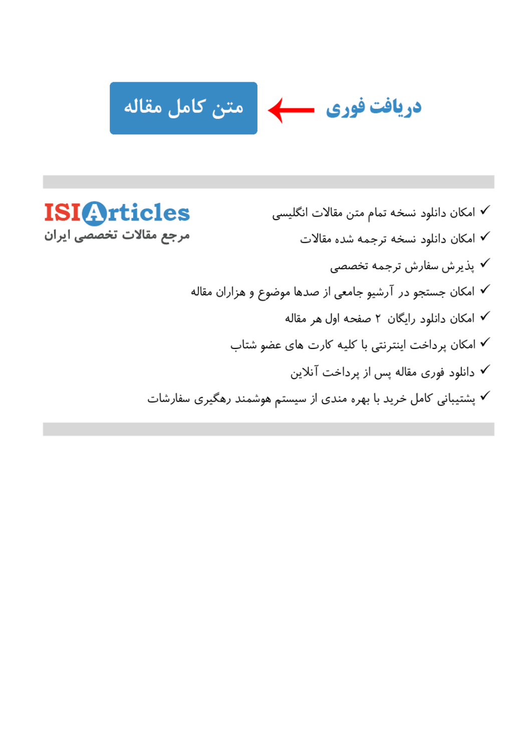دریافت فوری ← **متن کامل مقاله**

**ISIArticles**
مرجع مقالات تخصصی ایران

- ✓ امکان دانلود نسخه تمام متن مقالات انگلیسی
- ✓ امکان دانلود نسخه ترجمه شده مقالات
- ✓ پذیرش سفارش ترجمه تخصصی
- ✓ امکان جستجو در آرشیو جامعی از صدها موضوع و هزاران مقاله
- ✓ امکان دانلود رایگان ۲ صفحه اول هر مقاله
- ✓ امکان پرداخت اینترنتی با کلیه کارت های عضو شتاب
- ✓ دانلود فوری مقاله پس از پرداخت آنلاین
- ✓ پشتیبانی کامل خرید با بهره مندی از سیستم هوشمند رهگیری سفارشات